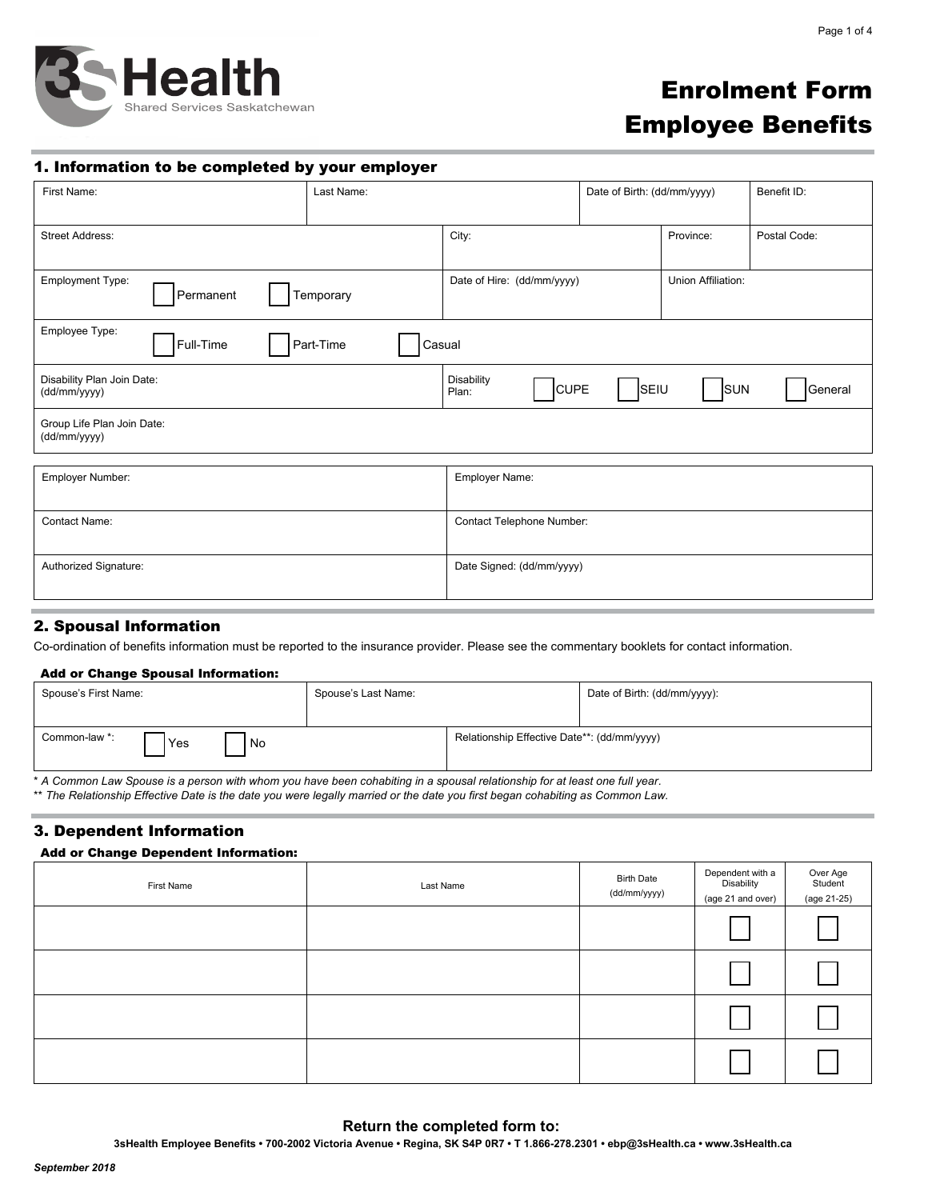3sHealth
Shared Services Saskatchewan

# Enrolment Form
# Employee Benefits

## 1. Information to be completed by your employer

| First Name: | Last Name: | Date of Birth: (dd/mm/yyyy) | Benefit ID: |
|---|---|---|---|
| Street Address: | City: | Province: | Postal Code: |
| Employment Type: ☐ Permanent ☐ Temporary | Date of Hire: (dd/mm/yyyy) | Union Affiliation: | |
| Employee Type: ☐ Full-Time ☐ Part-Time ☐ Casual | | | |
| Disability Plan Join Date: (dd/mm/yyyy) | Disability Plan: ☐ CUPE ☐ SEIU ☐ SUN ☐ General | | |
| Group Life Plan Join Date: (dd/mm/yyyy) | | | |

| Employer Number: | Employer Name: |
|---|---|
| Contact Name: | Contact Telephone Number: |
| Authorized Signature: | Date Signed: (dd/mm/yyyy) |

## 2. Spousal Information

Co-ordination of benefits information must be reported to the insurance provider. Please see the commentary booklets for contact information.

**Add or Change Spousal Information:**

| Spouse's First Name: | Spouse's Last Name: | Date of Birth: (dd/mm/yyyy): |
|---|---|---|
| Common-law *: ☐ Yes ☐ No | Relationship Effective Date**: (dd/mm/yyyy) | |

*\* A Common Law Spouse is a person with whom you have been cohabiting in a spousal relationship for at least one full year.*
*\*\* The Relationship Effective Date is the date you were legally married or the date you first began cohabiting as Common Law.*

## 3. Dependent Information

**Add or Change Dependent Information:**

| First Name | Last Name | Birth Date (dd/mm/yyyy) | Dependent with a Disability (age 21 and over) | Over Age Student (age 21-25) |
|---|---|---|---|---|
| | | | ☐ | ☐ |
| | | | ☐ | ☐ |
| | | | ☐ | ☐ |
| | | | ☐ | ☐ |

**Return the completed form to:**

**3sHealth Employee Benefits • 700-2002 Victoria Avenue • Regina, SK S4P 0R7 • T 1.866-278.2301 • ebp@3sHealth.ca • www.3sHealth.ca**

*September 2018*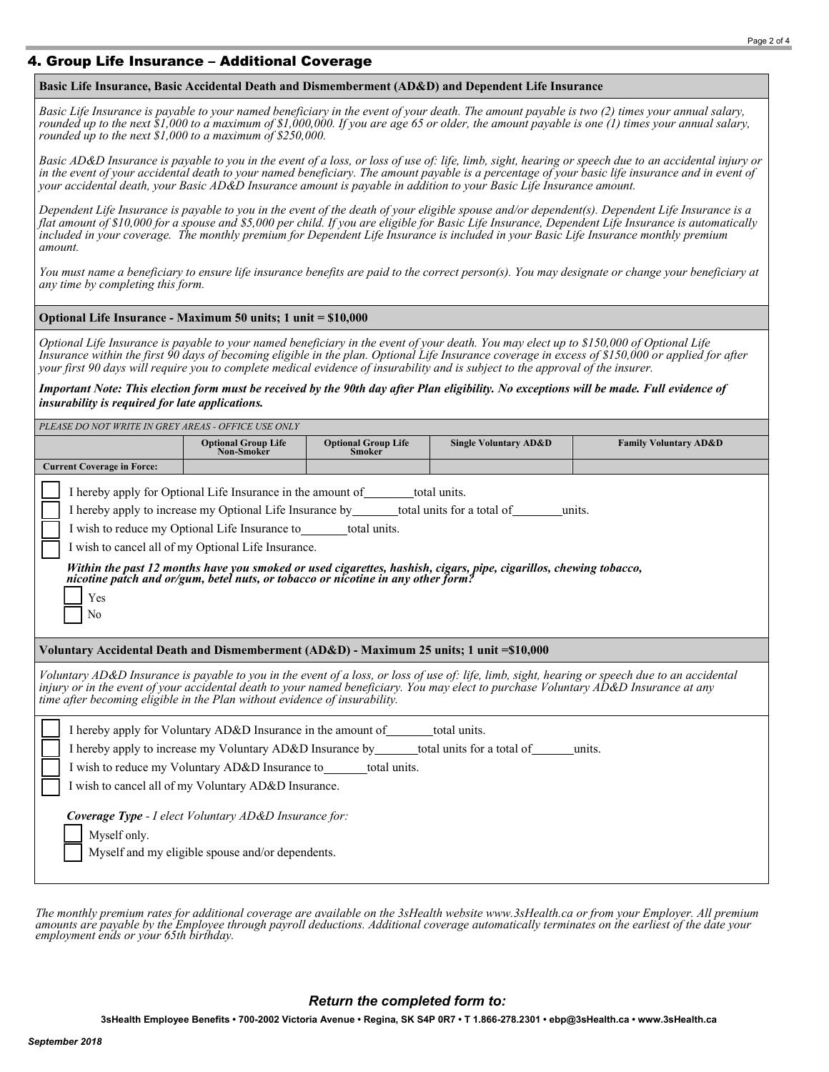## 4. Group Life Insurance – Additional Coverage

**Basic Life Insurance, Basic Accidental Death and Dismemberment (AD&D) and Dependent Life Insurance**

*Basic Life Insurance is payable to your named beneficiary in the event of your death. The amount payable is two (2) times your annual salary, rounded up to the next $1,000 to a maximum of $1,000,000. If you are age 65 or older, the amount payable is one (1) times your annual salary, rounded up to the next $1,000 to a maximum of $250,000.*

*Basic AD&D Insurance is payable to you in the event of a loss, or loss of use of: life, limb, sight, hearing or speech due to an accidental injury or in the event of your accidental death to your named beneficiary. The amount payable is a percentage of your basic life insurance and in event of your accidental death, your Basic AD&D Insurance amount is payable in addition to your Basic Life Insurance amount.*

*Dependent Life Insurance is payable to you in the event of the death of your eligible spouse and/or dependent(s). Dependent Life Insurance is a flat amount of $10,000 for a spouse and $5,000 per child. If you are eligible for Basic Life Insurance, Dependent Life Insurance is automatically included in your coverage. The monthly premium for Dependent Life Insurance is included in your Basic Life Insurance monthly premium amount.*

*You must name a beneficiary to ensure life insurance benefits are paid to the correct person(s). You may designate or change your beneficiary at any time by completing this form.*

**Optional Life Insurance - Maximum 50 units; 1 unit = $10,000**

*Optional Life Insurance is payable to your named beneficiary in the event of your death. You may elect up to $150,000 of Optional Life Insurance within the first 90 days of becoming eligible in the plan. Optional Life Insurance coverage in excess of $150,000 or applied for after your first 90 days will require you to complete medical evidence of insurability and is subject to the approval of the insurer.*

***Important Note: This election form must be received by the 90th day after Plan eligibility. No exceptions will be made. Full evidence of insurability is required for late applications.***

*PLEASE DO NOT WRITE IN GREY AREAS - OFFICE USE ONLY*

| | Optional Group Life Non-Smoker | Optional Group Life Smoker | Single Voluntary AD&D | Family Voluntary AD&D |
|---|---|---|---|---|
| Current Coverage in Force: | | | | |

- ☐ I hereby apply for Optional Life Insurance in the amount of ________ total units.
- ☐ I hereby apply to increase my Optional Life Insurance by ________ total units for a total of ________ units.
- ☐ I wish to reduce my Optional Life Insurance to ________ total units.
- ☐ I wish to cancel all of my Optional Life Insurance.

***Within the past 12 months have you smoked or used cigarettes, hashish, cigars, pipe, cigarillos, chewing tobacco, nicotine patch and or/gum, betel nuts, or tobacco or nicotine in any other form?***

- ☐ Yes
- ☐ No

**Voluntary Accidental Death and Dismemberment (AD&D) - Maximum 25 units; 1 unit =$10,000**

*Voluntary AD&D Insurance is payable to you in the event of a loss, or loss of use of: life, limb, sight, hearing or speech due to an accidental injury or in the event of your accidental death to your named beneficiary. You may elect to purchase Voluntary AD&D Insurance at any time after becoming eligible in the Plan without evidence of insurability.*

- ☐ I hereby apply for Voluntary AD&D Insurance in the amount of ________ total units.
- ☐ I hereby apply to increase my Voluntary AD&D Insurance by ________ total units for a total of ________ units.
- ☐ I wish to reduce my Voluntary AD&D Insurance to ________ total units.
- ☐ I wish to cancel all of my Voluntary AD&D Insurance.

***Coverage Type** - I elect Voluntary AD&D Insurance for:*

- ☐ Myself only.
- ☐ Myself and my eligible spouse and/or dependents.

*The monthly premium rates for additional coverage are available on the 3sHealth website www.3sHealth.ca or from your Employer. All premium amounts are payable by the Employee through payroll deductions. Additional coverage automatically terminates on the earliest of the date your employment ends or your 65th birthday.*

***Return the completed form to:***

**3sHealth Employee Benefits • 700-2002 Victoria Avenue • Regina, SK S4P 0R7 • T 1.866-278.2301 • ebp@3sHealth.ca • www.3sHealth.ca**

*September 2018*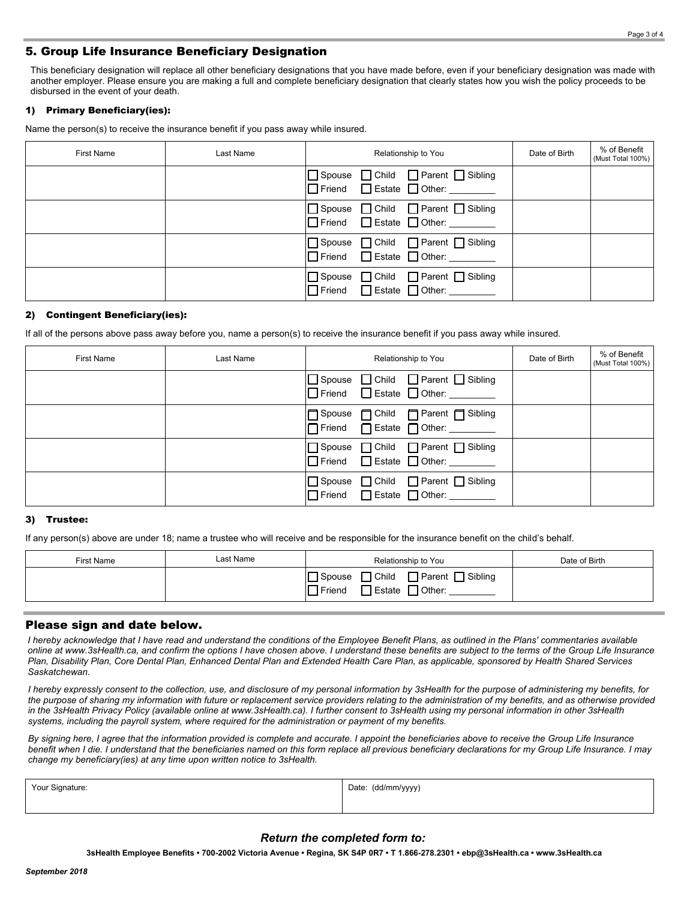## 5. Group Life Insurance Beneficiary Designation

This beneficiary designation will replace all other beneficiary designations that you have made before, even if your beneficiary designation was made with another employer. Please ensure you are making a full and complete beneficiary designation that clearly states how you wish the policy proceeds to be disbursed in the event of your death.

### 1) Primary Beneficiary(ies):

Name the person(s) to receive the insurance benefit if you pass away while insured.

| First Name | Last Name | Relationship to You | Date of Birth | % of Benefit (Must Total 100%) |
|---|---|---|---|---|
| | | ☐ Spouse ☐ Child ☐ Parent ☐ Sibling ☐ Friend ☐ Estate ☐ Other: _________ | | |
| | | ☐ Spouse ☐ Child ☐ Parent ☐ Sibling ☐ Friend ☐ Estate ☐ Other: _________ | | |
| | | ☐ Spouse ☐ Child ☐ Parent ☐ Sibling ☐ Friend ☐ Estate ☐ Other: _________ | | |
| | | ☐ Spouse ☐ Child ☐ Parent ☐ Sibling ☐ Friend ☐ Estate ☐ Other: _________ | | |

### 2) Contingent Beneficiary(ies):

If all of the persons above pass away before you, name a person(s) to receive the insurance benefit if you pass away while insured.

| First Name | Last Name | Relationship to You | Date of Birth | % of Benefit (Must Total 100%) |
|---|---|---|---|---|
| | | ☐ Spouse ☐ Child ☐ Parent ☐ Sibling ☐ Friend ☐ Estate ☐ Other: _________ | | |
| | | ☐ Spouse ☐ Child ☐ Parent ☐ Sibling ☐ Friend ☐ Estate ☐ Other: _________ | | |
| | | ☐ Spouse ☐ Child ☐ Parent ☐ Sibling ☐ Friend ☐ Estate ☐ Other: _________ | | |
| | | ☐ Spouse ☐ Child ☐ Parent ☐ Sibling ☐ Friend ☐ Estate ☐ Other: _________ | | |

### 3) Trustee:

If any person(s) above are under 18; name a trustee who will receive and be responsible for the insurance benefit on the child's behalf.

| First Name | Last Name | Relationship to You | Date of Birth |
|---|---|---|---|
| | | ☐ Spouse ☐ Child ☐ Parent ☐ Sibling ☐ Friend ☐ Estate ☐ Other: _________ | |

## Please sign and date below.

*I hereby acknowledge that I have read and understand the conditions of the Employee Benefit Plans, as outlined in the Plans' commentaries available online at www.3sHealth.ca, and confirm the options I have chosen above. I understand these benefits are subject to the terms of the Group Life Insurance Plan, Disability Plan, Core Dental Plan, Enhanced Dental Plan and Extended Health Care Plan, as applicable, sponsored by Health Shared Services Saskatchewan.*

*I hereby expressly consent to the collection, use, and disclosure of my personal information by 3sHealth for the purpose of administering my benefits, for the purpose of sharing my information with future or replacement service providers relating to the administration of my benefits, and as otherwise provided in the 3sHealth Privacy Policy (available online at www.3sHealth.ca). I further consent to 3sHealth using my personal information in other 3sHealth systems, including the payroll system, where required for the administration or payment of my benefits.*

*By signing here, I agree that the information provided is complete and accurate. I appoint the beneficiaries above to receive the Group Life Insurance benefit when I die. I understand that the beneficiaries named on this form replace all previous beneficiary declarations for my Group Life Insurance. I may change my beneficiary(ies) at any time upon written notice to 3sHealth.*

| Your Signature: | Date: (dd/mm/yyyy) |
|---|---|
| | |

### *Return the completed form to:*

**3sHealth Employee Benefits • 700-2002 Victoria Avenue • Regina, SK S4P 0R7 • T 1.866-278.2301 • ebp@3sHealth.ca • www.3sHealth.ca**

*September 2018*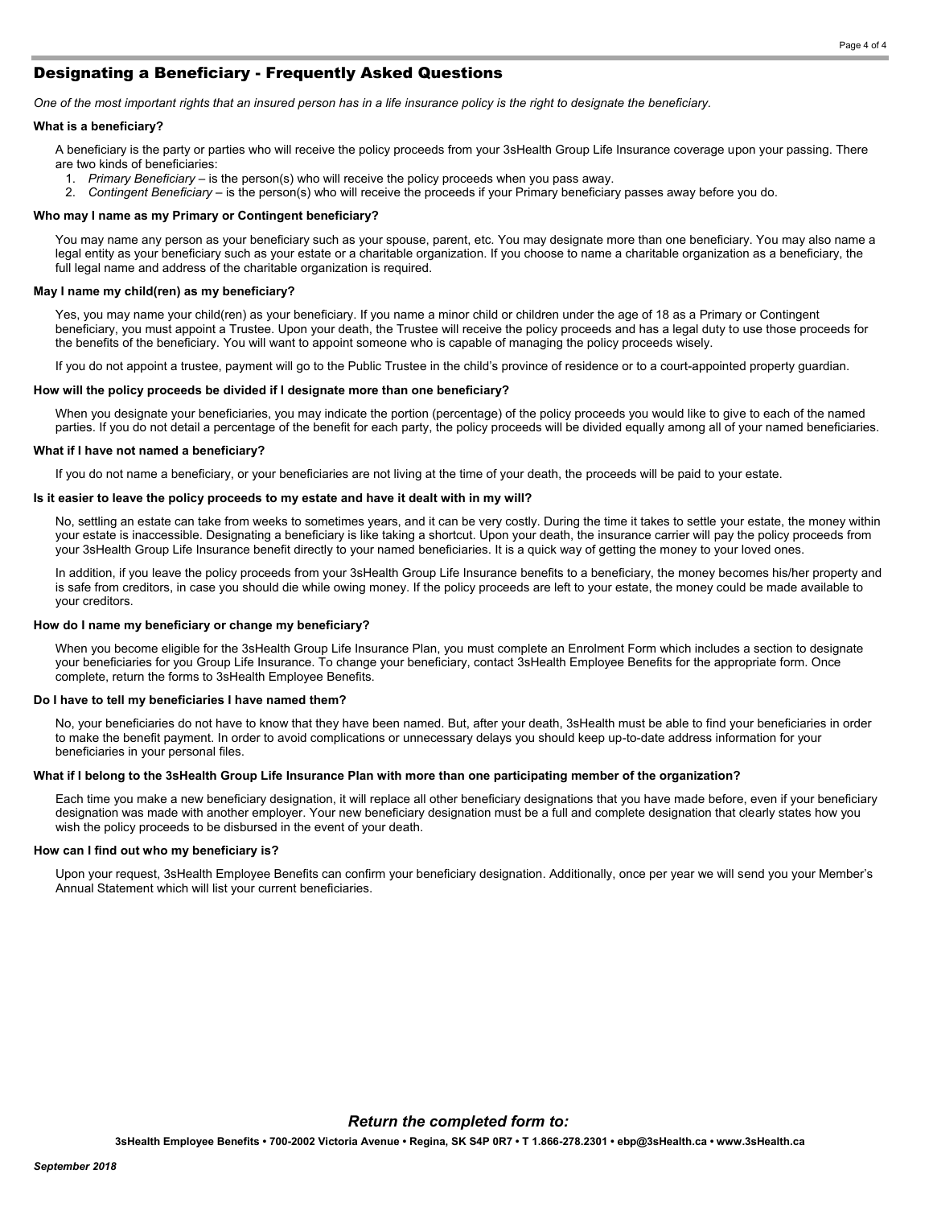## Designating a Beneficiary - Frequently Asked Questions

*One of the most important rights that an insured person has in a life insurance policy is the right to designate the beneficiary.*

**What is a beneficiary?**

A beneficiary is the party or parties who will receive the policy proceeds from your 3sHealth Group Life Insurance coverage upon your passing. There are two kinds of beneficiaries:

1. *Primary Beneficiary* – is the person(s) who will receive the policy proceeds when you pass away.
2. *Contingent Beneficiary* – is the person(s) who will receive the proceeds if your Primary beneficiary passes away before you do.

**Who may I name as my Primary or Contingent beneficiary?**

You may name any person as your beneficiary such as your spouse, parent, etc. You may designate more than one beneficiary. You may also name a legal entity as your beneficiary such as your estate or a charitable organization. If you choose to name a charitable organization as a beneficiary, the full legal name and address of the charitable organization is required.

**May I name my child(ren) as my beneficiary?**

Yes, you may name your child(ren) as your beneficiary. If you name a minor child or children under the age of 18 as a Primary or Contingent beneficiary, you must appoint a Trustee. Upon your death, the Trustee will receive the policy proceeds and has a legal duty to use those proceeds for the benefits of the beneficiary. You will want to appoint someone who is capable of managing the policy proceeds wisely.

If you do not appoint a trustee, payment will go to the Public Trustee in the child's province of residence or to a court-appointed property guardian.

**How will the policy proceeds be divided if I designate more than one beneficiary?**

When you designate your beneficiaries, you may indicate the portion (percentage) of the policy proceeds you would like to give to each of the named parties. If you do not detail a percentage of the benefit for each party, the policy proceeds will be divided equally among all of your named beneficiaries.

**What if I have not named a beneficiary?**

If you do not name a beneficiary, or your beneficiaries are not living at the time of your death, the proceeds will be paid to your estate.

**Is it easier to leave the policy proceeds to my estate and have it dealt with in my will?**

No, settling an estate can take from weeks to sometimes years, and it can be very costly. During the time it takes to settle your estate, the money within your estate is inaccessible. Designating a beneficiary is like taking a shortcut. Upon your death, the insurance carrier will pay the policy proceeds from your 3sHealth Group Life Insurance benefit directly to your named beneficiaries. It is a quick way of getting the money to your loved ones.

In addition, if you leave the policy proceeds from your 3sHealth Group Life Insurance benefits to a beneficiary, the money becomes his/her property and is safe from creditors, in case you should die while owing money. If the policy proceeds are left to your estate, the money could be made available to your creditors.

**How do I name my beneficiary or change my beneficiary?**

When you become eligible for the 3sHealth Group Life Insurance Plan, you must complete an Enrolment Form which includes a section to designate your beneficiaries for you Group Life Insurance. To change your beneficiary, contact 3sHealth Employee Benefits for the appropriate form. Once complete, return the forms to 3sHealth Employee Benefits.

**Do I have to tell my beneficiaries I have named them?**

No, your beneficiaries do not have to know that they have been named. But, after your death, 3sHealth must be able to find your beneficiaries in order to make the benefit payment. In order to avoid complications or unnecessary delays you should keep up-to-date address information for your beneficiaries in your personal files.

**What if I belong to the 3sHealth Group Life Insurance Plan with more than one participating member of the organization?**

Each time you make a new beneficiary designation, it will replace all other beneficiary designations that you have made before, even if your beneficiary designation was made with another employer. Your new beneficiary designation must be a full and complete designation that clearly states how you wish the policy proceeds to be disbursed in the event of your death.

**How can I find out who my beneficiary is?**

Upon your request, 3sHealth Employee Benefits can confirm your beneficiary designation. Additionally, once per year we will send you your Member's Annual Statement which will list your current beneficiaries.

***Return the completed form to:***

**3sHealth Employee Benefits • 700-2002 Victoria Avenue • Regina, SK S4P 0R7 • T 1.866-278.2301 • ebp@3sHealth.ca • www.3sHealth.ca**

***September 2018***